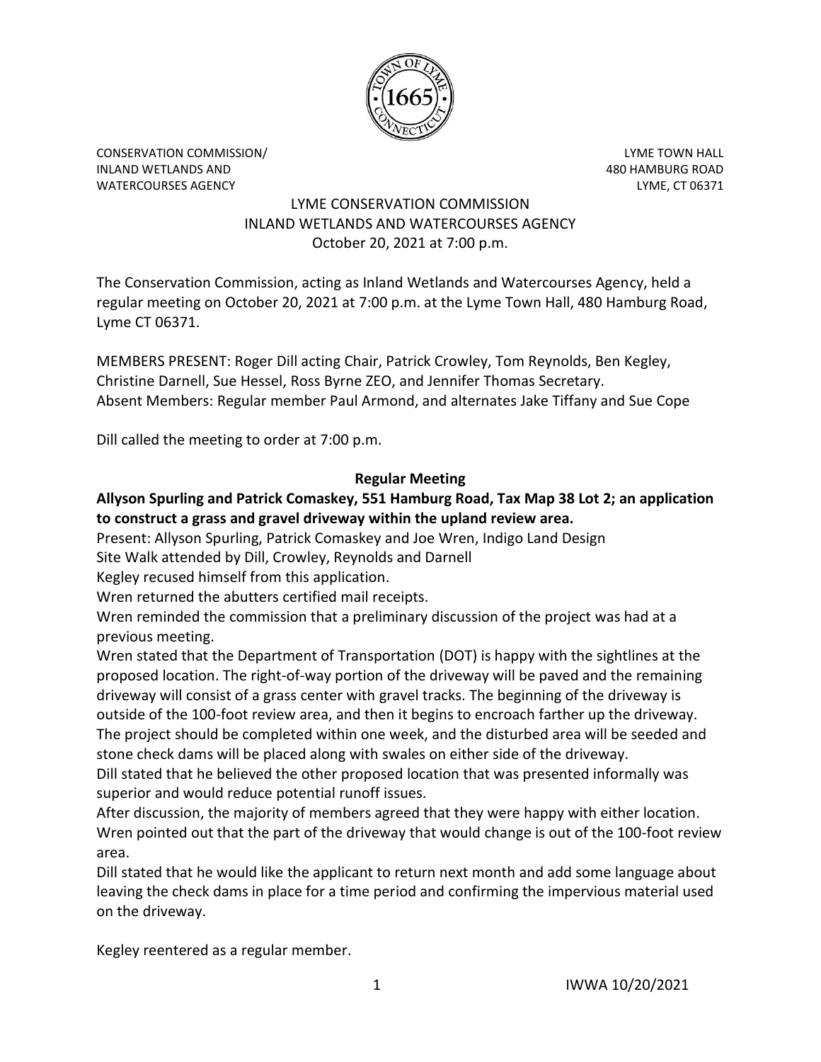CONSERVATION COMMISSION/
INLAND WETLANDS AND
WATERCOURSES AGENCY

LYME TOWN HALL
480 HAMBURG ROAD
LYME, CT 06371

# LYME CONSERVATION COMMISSION
## INLAND WETLANDS AND WATERCOURSES AGENCY
October 20, 2021 at 7:00 p.m.

The Conservation Commission, acting as Inland Wetlands and Watercourses Agency, held a regular meeting on October 20, 2021 at 7:00 p.m. at the Lyme Town Hall, 480 Hamburg Road, Lyme CT 06371.

MEMBERS PRESENT: Roger Dill acting Chair, Patrick Crowley, Tom Reynolds, Ben Kegley, Christine Darnell, Sue Hessel, Ross Byrne ZEO, and Jennifer Thomas Secretary.
Absent Members: Regular member Paul Armond, and alternates Jake Tiffany and Sue Cope

Dill called the meeting to order at 7:00 p.m.

**Regular Meeting**

**Allyson Spurling and Patrick Comaskey, 551 Hamburg Road, Tax Map 38 Lot 2; an application to construct a grass and gravel driveway within the upland review area.**

Present: Allyson Spurling, Patrick Comaskey and Joe Wren, Indigo Land Design
Site Walk attended by Dill, Crowley, Reynolds and Darnell
Kegley recused himself from this application.
Wren returned the abutters certified mail receipts.
Wren reminded the commission that a preliminary discussion of the project was had at a previous meeting.
Wren stated that the Department of Transportation (DOT) is happy with the sightlines at the proposed location. The right-of-way portion of the driveway will be paved and the remaining driveway will consist of a grass center with gravel tracks. The beginning of the driveway is outside of the 100-foot review area, and then it begins to encroach farther up the driveway. The project should be completed within one week, and the disturbed area will be seeded and stone check dams will be placed along with swales on either side of the driveway.
Dill stated that he believed the other proposed location that was presented informally was superior and would reduce potential runoff issues.
After discussion, the majority of members agreed that they were happy with either location.
Wren pointed out that the part of the driveway that would change is out of the 100-foot review area.
Dill stated that he would like the applicant to return next month and add some language about leaving the check dams in place for a time period and confirming the impervious material used on the driveway.

Kegley reentered as a regular member.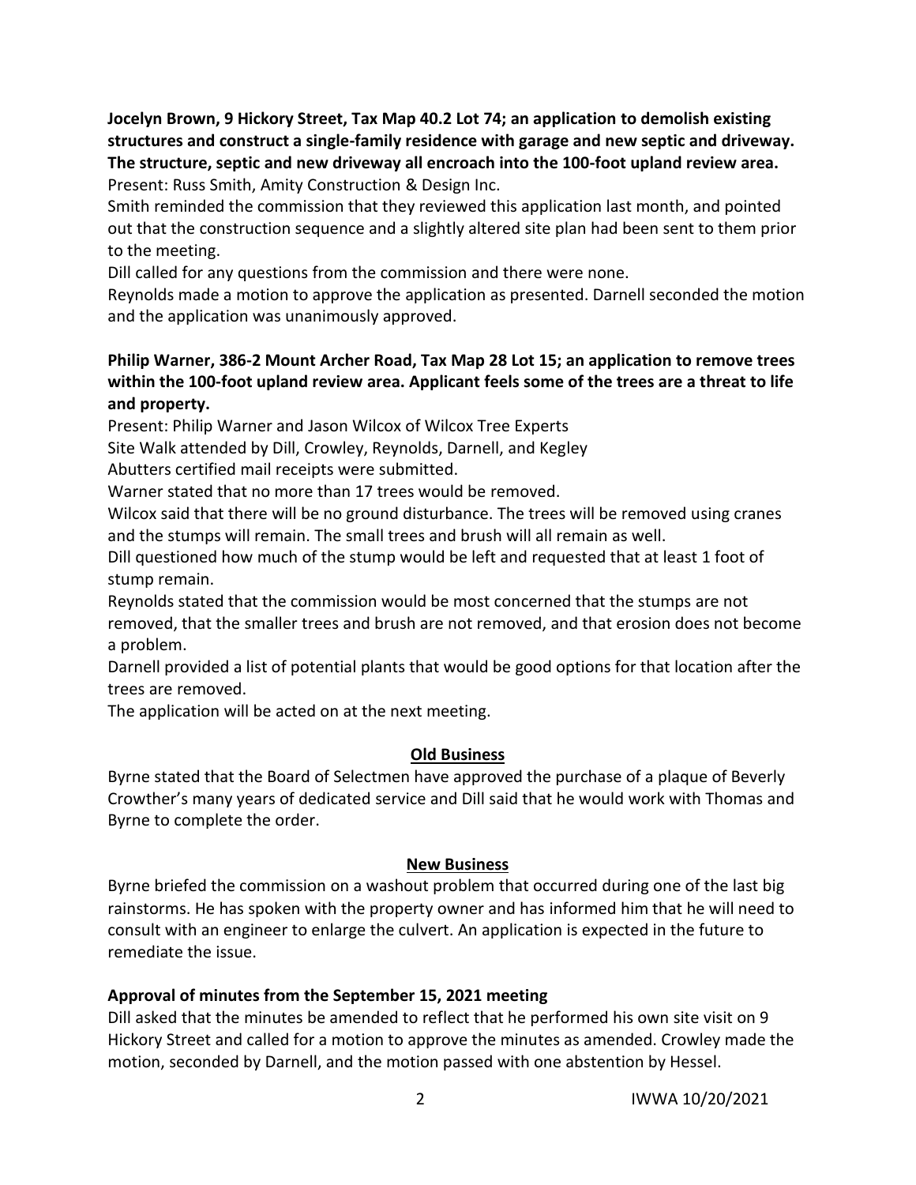**Jocelyn Brown, 9 Hickory Street, Tax Map 40.2 Lot 74; an application to demolish existing structures and construct a single-family residence with garage and new septic and driveway. The structure, septic and new driveway all encroach into the 100-foot upland review area.**

Present: Russ Smith, Amity Construction & Design Inc.

Smith reminded the commission that they reviewed this application last month, and pointed out that the construction sequence and a slightly altered site plan had been sent to them prior to the meeting.

Dill called for any questions from the commission and there were none.

Reynolds made a motion to approve the application as presented. Darnell seconded the motion and the application was unanimously approved.

**Philip Warner, 386-2 Mount Archer Road, Tax Map 28 Lot 15; an application to remove trees within the 100-foot upland review area. Applicant feels some of the trees are a threat to life and property.**

Present: Philip Warner and Jason Wilcox of Wilcox Tree Experts

Site Walk attended by Dill, Crowley, Reynolds, Darnell, and Kegley

Abutters certified mail receipts were submitted.

Warner stated that no more than 17 trees would be removed.

Wilcox said that there will be no ground disturbance. The trees will be removed using cranes and the stumps will remain. The small trees and brush will all remain as well.

Dill questioned how much of the stump would be left and requested that at least 1 foot of stump remain.

Reynolds stated that the commission would be most concerned that the stumps are not removed, that the smaller trees and brush are not removed, and that erosion does not become a problem.

Darnell provided a list of potential plants that would be good options for that location after the trees are removed.

The application will be acted on at the next meeting.

## Old Business

Byrne stated that the Board of Selectmen have approved the purchase of a plaque of Beverly Crowther's many years of dedicated service and Dill said that he would work with Thomas and Byrne to complete the order.

## New Business

Byrne briefed the commission on a washout problem that occurred during one of the last big rainstorms. He has spoken with the property owner and has informed him that he will need to consult with an engineer to enlarge the culvert. An application is expected in the future to remediate the issue.

**Approval of minutes from the September 15, 2021 meeting**

Dill asked that the minutes be amended to reflect that he performed his own site visit on 9 Hickory Street and called for a motion to approve the minutes as amended. Crowley made the motion, seconded by Darnell, and the motion passed with one abstention by Hessel.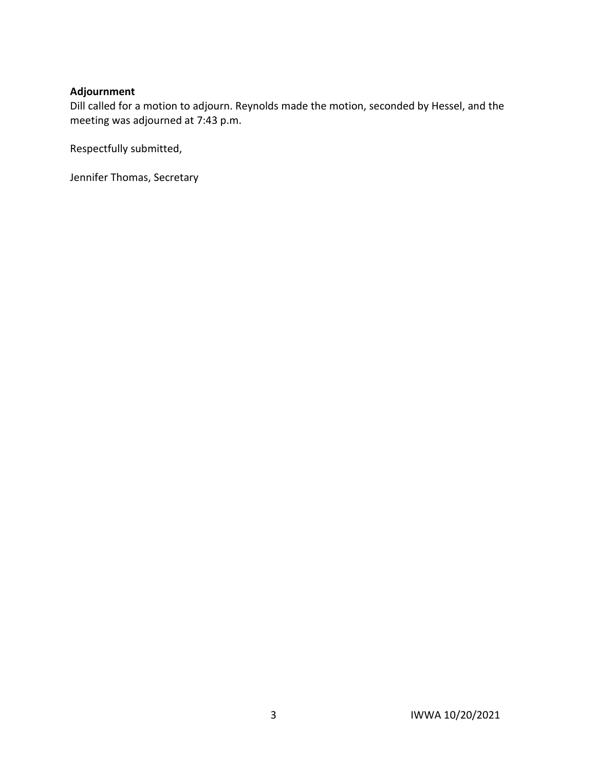**Adjournment**

Dill called for a motion to adjourn. Reynolds made the motion, seconded by Hessel, and the meeting was adjourned at 7:43 p.m.

Respectfully submitted,

Jennifer Thomas, Secretary